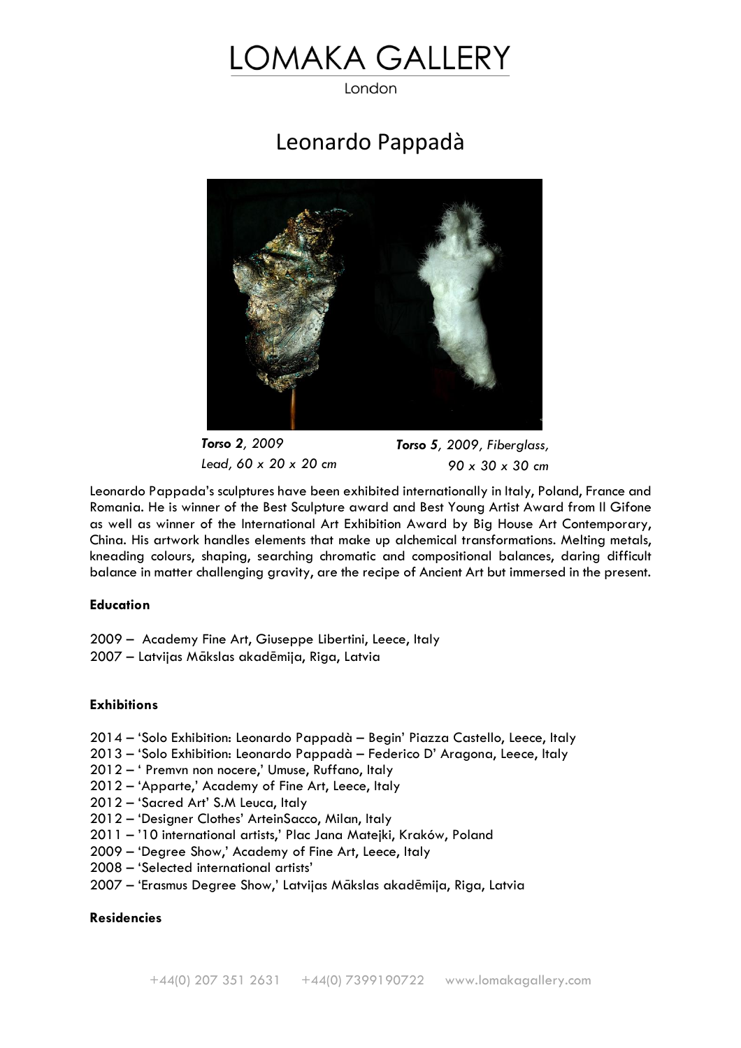# LOMAKA GALLERY

London

## Leonardo Pappadà

***Torso 2**, 2009*
*Lead, 60 x 20 x 20 cm*

***Torso 5**, 2009, Fiberglass,*
*90 x 30 x 30 cm*

Leonardo Pappada's sculptures have been exhibited internationally in Italy, Poland, France and Romania. He is winner of the Best Sculpture award and Best Young Artist Award from Il Gifone as well as winner of the International Art Exhibition Award by Big House Art Contemporary, China. His artwork handles elements that make up alchemical transformations. Melting metals, kneading colours, shaping, searching chromatic and compositional balances, daring difficult balance in matter challenging gravity, are the recipe of Ancient Art but immersed in the present.

**Education**

2009 – Academy Fine Art, Giuseppe Libertini, Leece, Italy
2007 – Latvijas Mākslas akadēmija, Riga, Latvia

**Exhibitions**

2014 – 'Solo Exhibition: Leonardo Pappadà – Begin' Piazza Castello, Leece, Italy
2013 – 'Solo Exhibition: Leonardo Pappadà – Federico D' Aragona, Leece, Italy
2012 – ' Premvn non nocere,' Umuse, Ruffano, Italy
2012 – 'Apparte,' Academy of Fine Art, Leece, Italy
2012 – 'Sacred Art' S.M Leuca, Italy
2012 – 'Designer Clothes' ArteinSacco, Milan, Italy
2011 – '10 international artists,' Plac Jana Matejki, Kraków, Poland
2009 – 'Degree Show,' Academy of Fine Art, Leece, Italy
2008 – 'Selected international artists'
2007 – 'Erasmus Degree Show,' Latvijas Mākslas akadēmija, Riga, Latvia

**Residencies**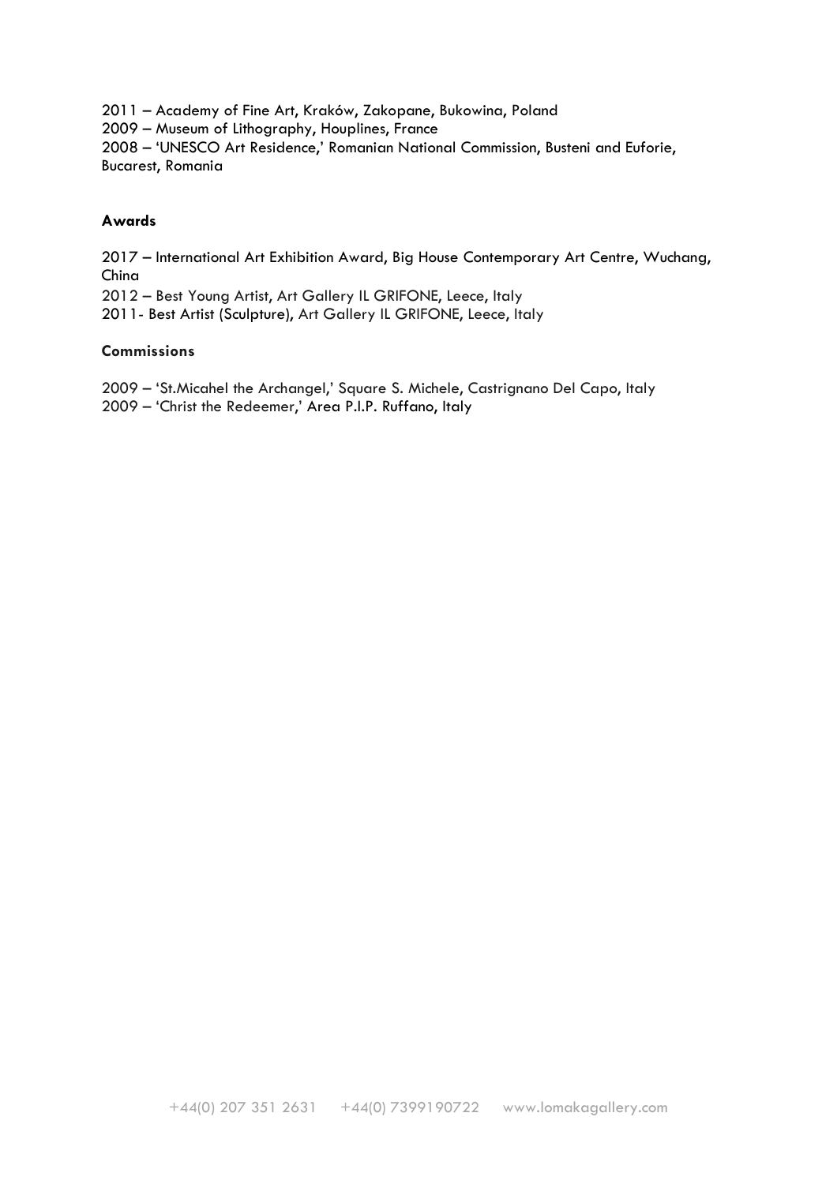2011 – Academy of Fine Art, Kraków, Zakopane, Bukowina, Poland
2009 – Museum of Lithography, Houplines, France
2008 – 'UNESCO Art Residence,' Romanian National Commission, Busteni and Euforie, Bucarest, Romania

**Awards**

2017 – International Art Exhibition Award, Big House Contemporary Art Centre, Wuchang, China
2012 – Best Young Artist, Art Gallery IL GRIFONE, Leece, Italy
2011- Best Artist (Sculpture), Art Gallery IL GRIFONE, Leece, Italy

**Commissions**

2009 – 'St.Micahel the Archangel,' Square S. Michele, Castrignano Del Capo, Italy
2009 – 'Christ the Redeemer,' Area P.I.P. Ruffano, Italy